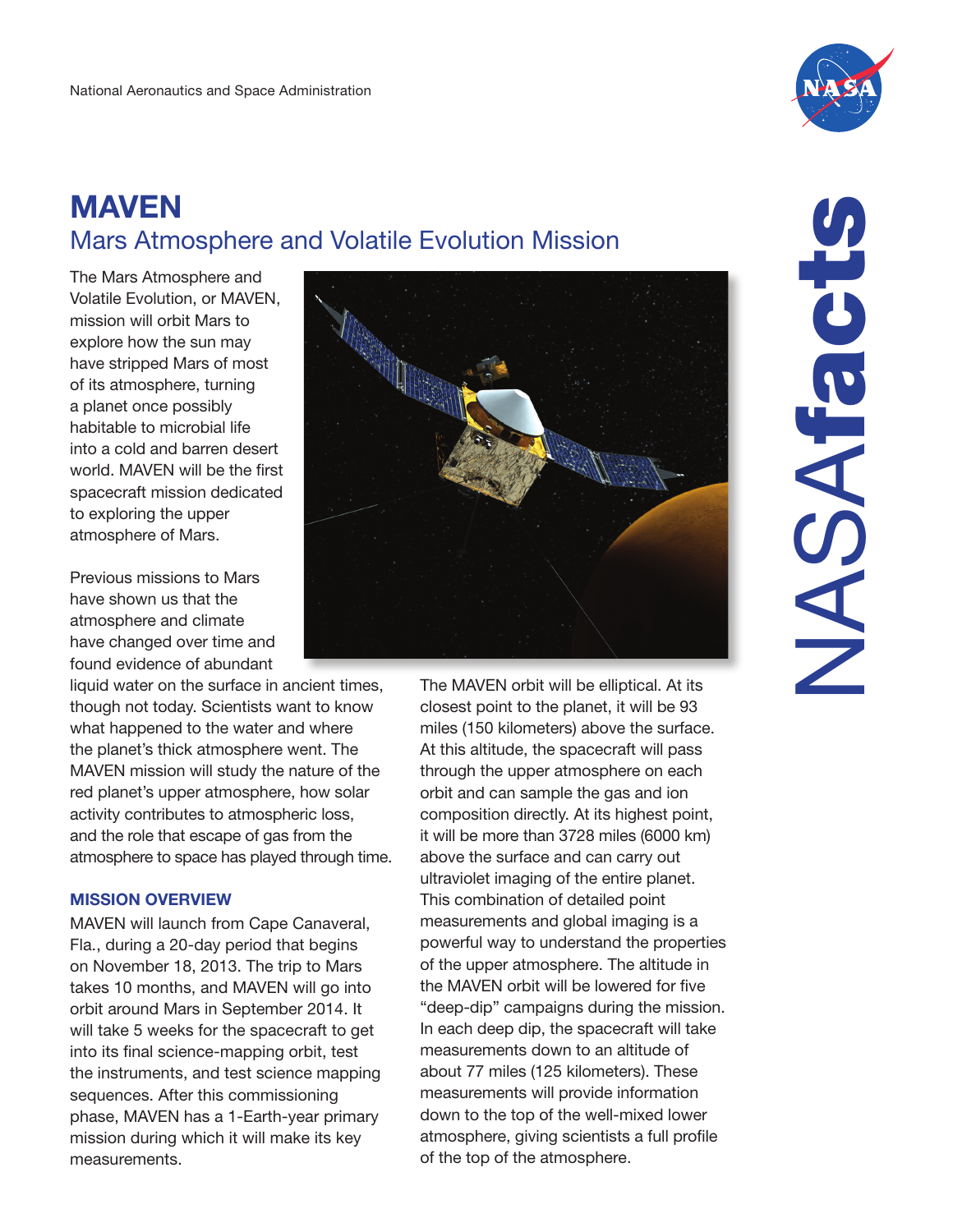National Aeronautics and Space Administration

# MAVEN

## Mars Atmosphere and Volatile Evolution Mission

The Mars Atmosphere and Volatile Evolution, or MAVEN, mission will orbit Mars to explore how the sun may have stripped Mars of most of its atmosphere, turning a planet once possibly habitable to microbial life into a cold and barren desert world. MAVEN will be the first spacecraft mission dedicated to exploring the upper atmosphere of Mars.

Previous missions to Mars have shown us that the atmosphere and climate have changed over time and found evidence of abundant liquid water on the surface in ancient times, though not today. Scientists want to know what happened to the water and where the planet's thick atmosphere went. The MAVEN mission will study the nature of the red planet's upper atmosphere, how solar activity contributes to atmospheric loss, and the role that escape of gas from the atmosphere to space has played through time.

### MISSION OVERVIEW

MAVEN will launch from Cape Canaveral, Fla., during a 20-day period that begins on November 18, 2013. The trip to Mars takes 10 months, and MAVEN will go into orbit around Mars in September 2014. It will take 5 weeks for the spacecraft to get into its final science-mapping orbit, test the instruments, and test science mapping sequences. After this commissioning phase, MAVEN has a 1-Earth-year primary mission during which it will make its key measurements.

The MAVEN orbit will be elliptical. At its closest point to the planet, it will be 93 miles (150 kilometers) above the surface. At this altitude, the spacecraft will pass through the upper atmosphere on each orbit and can sample the gas and ion composition directly. At its highest point, it will be more than 3728 miles (6000 km) above the surface and can carry out ultraviolet imaging of the entire planet. This combination of detailed point measurements and global imaging is a powerful way to understand the properties of the upper atmosphere. The altitude in the MAVEN orbit will be lowered for five "deep-dip" campaigns during the mission. In each deep dip, the spacecraft will take measurements down to an altitude of about 77 miles (125 kilometers). These measurements will provide information down to the top of the well-mixed lower atmosphere, giving scientists a full profile of the top of the atmosphere.

NASAfacts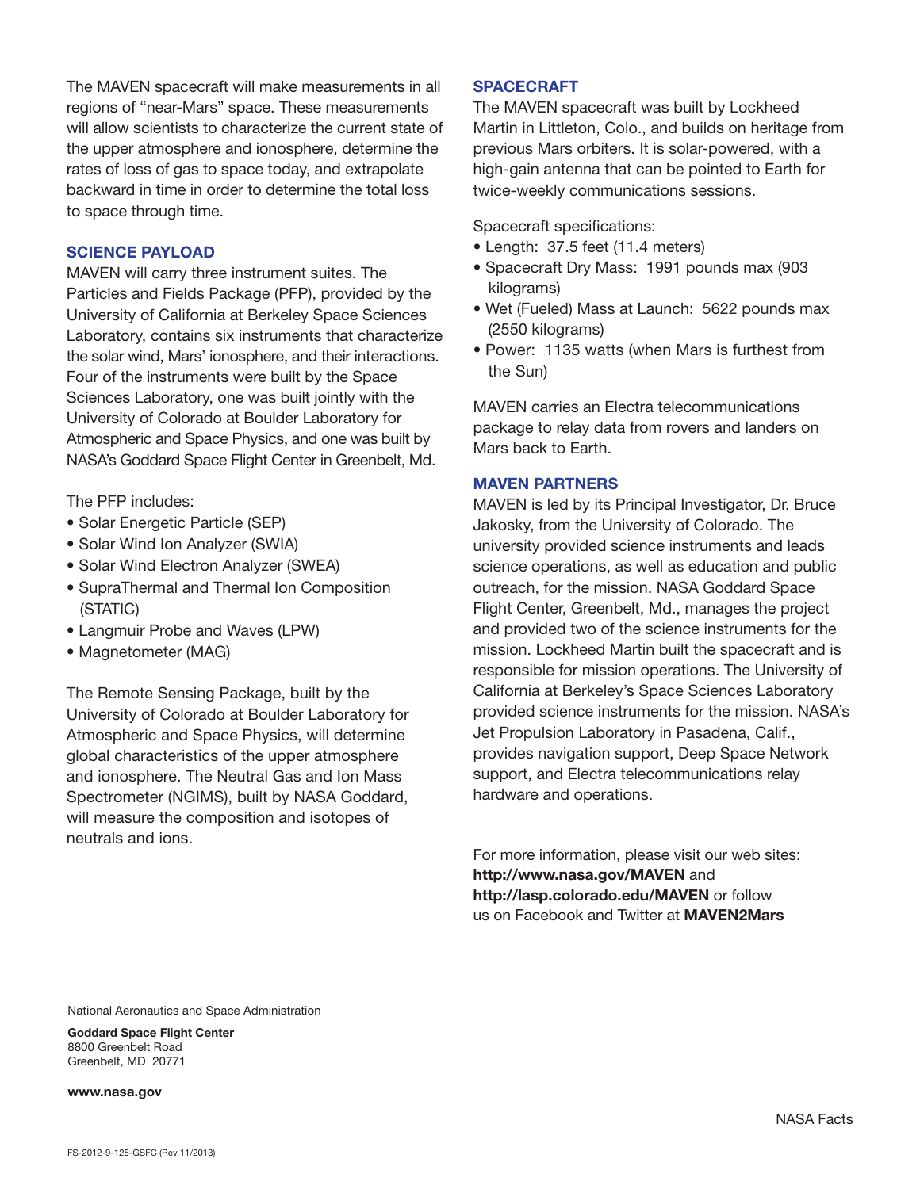The MAVEN spacecraft will make measurements in all regions of "near-Mars" space. These measurements will allow scientists to characterize the current state of the upper atmosphere and ionosphere, determine the rates of loss of gas to space today, and extrapolate backward in time in order to determine the total loss to space through time.

## SCIENCE PAYLOAD

MAVEN will carry three instrument suites. The Particles and Fields Package (PFP), provided by the University of California at Berkeley Space Sciences Laboratory, contains six instruments that characterize the solar wind, Mars' ionosphere, and their interactions. Four of the instruments were built by the Space Sciences Laboratory, one was built jointly with the University of Colorado at Boulder Laboratory for Atmospheric and Space Physics, and one was built by NASA's Goddard Space Flight Center in Greenbelt, Md.

The PFP includes:

- Solar Energetic Particle (SEP)
- Solar Wind Ion Analyzer (SWIA)
- Solar Wind Electron Analyzer (SWEA)
- SupraThermal and Thermal Ion Composition (STATIC)
- Langmuir Probe and Waves (LPW)
- Magnetometer (MAG)

The Remote Sensing Package, built by the University of Colorado at Boulder Laboratory for Atmospheric and Space Physics, will determine global characteristics of the upper atmosphere and ionosphere. The Neutral Gas and Ion Mass Spectrometer (NGIMS), built by NASA Goddard, will measure the composition and isotopes of neutrals and ions.

## SPACECRAFT

The MAVEN spacecraft was built by Lockheed Martin in Littleton, Colo., and builds on heritage from previous Mars orbiters. It is solar-powered, with a high-gain antenna that can be pointed to Earth for twice-weekly communications sessions.

Spacecraft specifications:

- Length: 37.5 feet (11.4 meters)
- Spacecraft Dry Mass: 1991 pounds max (903 kilograms)
- Wet (Fueled) Mass at Launch: 5622 pounds max (2550 kilograms)
- Power: 1135 watts (when Mars is furthest from the Sun)

MAVEN carries an Electra telecommunications package to relay data from rovers and landers on Mars back to Earth.

## MAVEN PARTNERS

MAVEN is led by its Principal Investigator, Dr. Bruce Jakosky, from the University of Colorado. The university provided science instruments and leads science operations, as well as education and public outreach, for the mission. NASA Goddard Space Flight Center, Greenbelt, Md., manages the project and provided two of the science instruments for the mission. Lockheed Martin built the spacecraft and is responsible for mission operations. The University of California at Berkeley's Space Sciences Laboratory provided science instruments for the mission. NASA's Jet Propulsion Laboratory in Pasadena, Calif., provides navigation support, Deep Space Network support, and Electra telecommunications relay hardware and operations.

For more information, please visit our web sites: **http://www.nasa.gov/MAVEN** and **http://lasp.colorado.edu/MAVEN** or follow us on Facebook and Twitter at **MAVEN2Mars**

National Aeronautics and Space Administration

**Goddard Space Flight Center**
8800 Greenbelt Road
Greenbelt, MD 20771

**www.nasa.gov**

FS-2012-9-125-GSFC (Rev 11/2013)